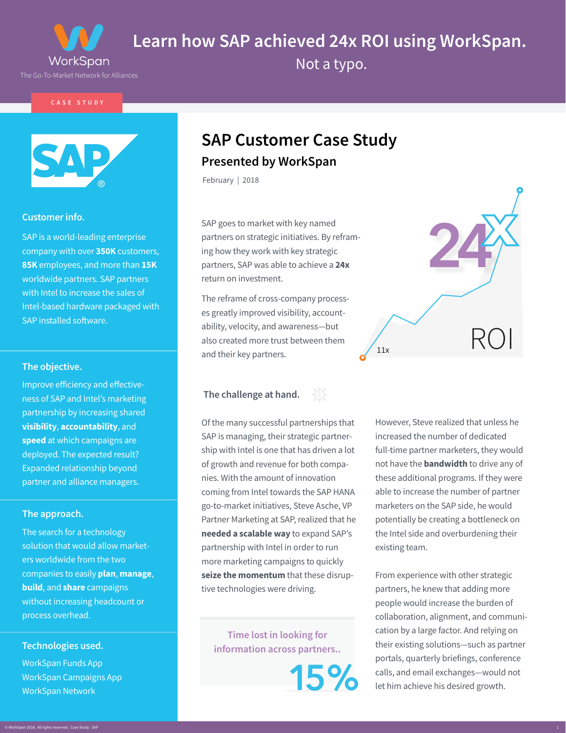WorkSpan

The Go-To-Market Network for Alliances

# Learn how SAP achieved 24x ROI using WorkSpan.

Not a typo.

CASE STUDY

SAP

### Customer info.

SAP is a world-leading enterprise company with over **350K** customers, **85K** employees, and more than **15K** worldwide partners. SAP partners with Intel to increase the sales of Intel-based hardware packaged with SAP installed software.

### The objective.

Improve efficiency and effectiveness of SAP and Intel's marketing partnership by increasing shared **visibility**, **accountability**, and **speed** at which campaigns are deployed. The expected result? Expanded relationship beyond partner and alliance managers.

### The approach.

The search for a technology solution that would allow marketers worldwide from the two companies to easily **plan**, **manage**, **build**, and **share** campaigns without increasing headcount or process overhead.

### Technologies used.

WorkSpan Funds App
WorkSpan Campaigns App
WorkSpan Network

## SAP Customer Case Study

### Presented by WorkSpan

February | 2018

SAP goes to market with key named partners on strategic initiatives. By reframing how they work with key strategic partners, SAP was able to achieve a **24x** return on investment.

The reframe of cross-company processes greatly improved visibility, accountability, velocity, and awareness—but also created more trust between them and their key partners.

24x ROI

11x

### The challenge at hand.

Of the many successful partnerships that SAP is managing, their strategic partnership with Intel is one that has driven a lot of growth and revenue for both companies. With the amount of innovation coming from Intel towards the SAP HANA go-to-market initiatives, Steve Asche, VP Partner Marketing at SAP, realized that he **needed a scalable way** to expand SAP's partnership with Intel in order to run more marketing campaigns to quickly **seize the momentum** that these disruptive technologies were driving.

Time lost in looking for information across partners..

15%

However, Steve realized that unless he increased the number of dedicated full-time partner marketers, they would not have the **bandwidth** to drive any of these additional programs. If they were able to increase the number of partner marketers on the SAP side, he would potentially be creating a bottleneck on the Intel side and overburdening their existing team.

From experience with other strategic partners, he knew that adding more people would increase the burden of collaboration, alignment, and communication by a large factor. And relying on their existing solutions—such as partner portals, quarterly briefings, conference calls, and email exchanges—would not let him achieve his desired growth.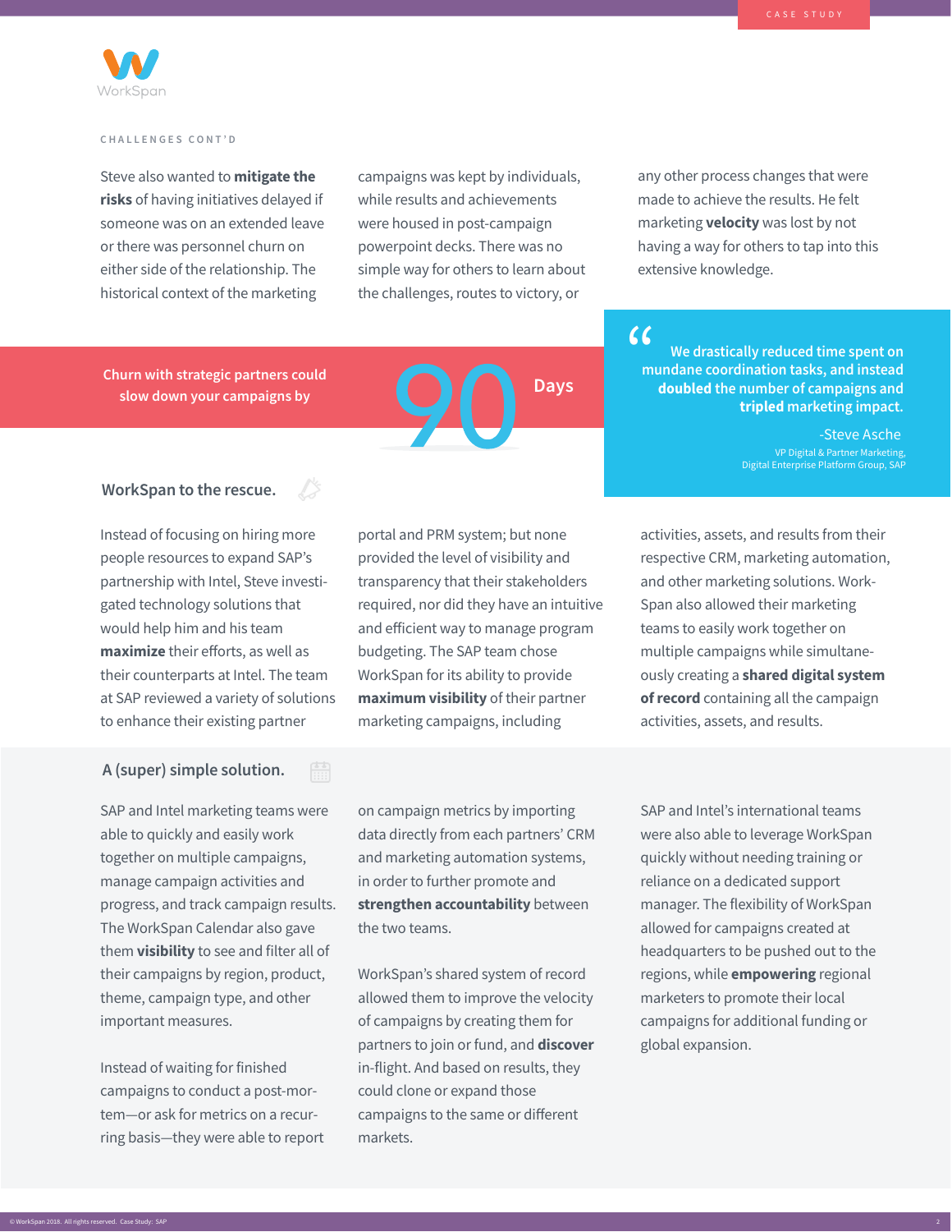CHALLENGES CONT'D

Steve also wanted to **mitigate the risks** of having initiatives delayed if someone was on an extended leave or there was personnel churn on either side of the relationship. The historical context of the marketing campaigns was kept by individuals, while results and achievements were housed in post-campaign powerpoint decks. There was no simple way for others to learn about the challenges, routes to victory, or any other process changes that were made to achieve the results. He felt marketing **velocity** was lost by not having a way for others to tap into this extensive knowledge.

**Churn with strategic partners could slow down your campaigns by 90 Days**

> "We drastically reduced time spent on mundane coordination tasks, and instead **doubled** the number of campaigns and **tripled** marketing impact."
>
> -Steve Asche
> VP Digital & Partner Marketing, Digital Enterprise Platform Group, SAP

## WorkSpan to the rescue.

Instead of focusing on hiring more people resources to expand SAP's partnership with Intel, Steve investigated technology solutions that would help him and his team **maximize** their efforts, as well as their counterparts at Intel. The team at SAP reviewed a variety of solutions to enhance their existing partner portal and PRM system; but none provided the level of visibility and transparency that their stakeholders required, nor did they have an intuitive and efficient way to manage program budgeting. The SAP team chose WorkSpan for its ability to provide **maximum visibility** of their partner marketing campaigns, including activities, assets, and results from their respective CRM, marketing automation, and other marketing solutions. WorkSpan also allowed their marketing teams to easily work together on multiple campaigns while simultaneously creating a **shared digital system of record** containing all the campaign activities, assets, and results.

## A (super) simple solution.

SAP and Intel marketing teams were able to quickly and easily work together on multiple campaigns, manage campaign activities and progress, and track campaign results. The WorkSpan Calendar also gave them **visibility** to see and filter all of their campaigns by region, product, theme, campaign type, and other important measures.

Instead of waiting for finished campaigns to conduct a post-mortem—or ask for metrics on a recurring basis—they were able to report on campaign metrics by importing data directly from each partners' CRM and marketing automation systems, in order to further promote and **strengthen accountability** between the two teams.

WorkSpan's shared system of record allowed them to improve the velocity of campaigns by creating them for partners to join or fund, and **discover** in-flight. And based on results, they could clone or expand those campaigns to the same or different markets.

SAP and Intel's international teams were also able to leverage WorkSpan quickly without needing training or reliance on a dedicated support manager. The flexibility of WorkSpan allowed for campaigns created at headquarters to be pushed out to the regions, while **empowering** regional marketers to promote their local campaigns for additional funding or global expansion.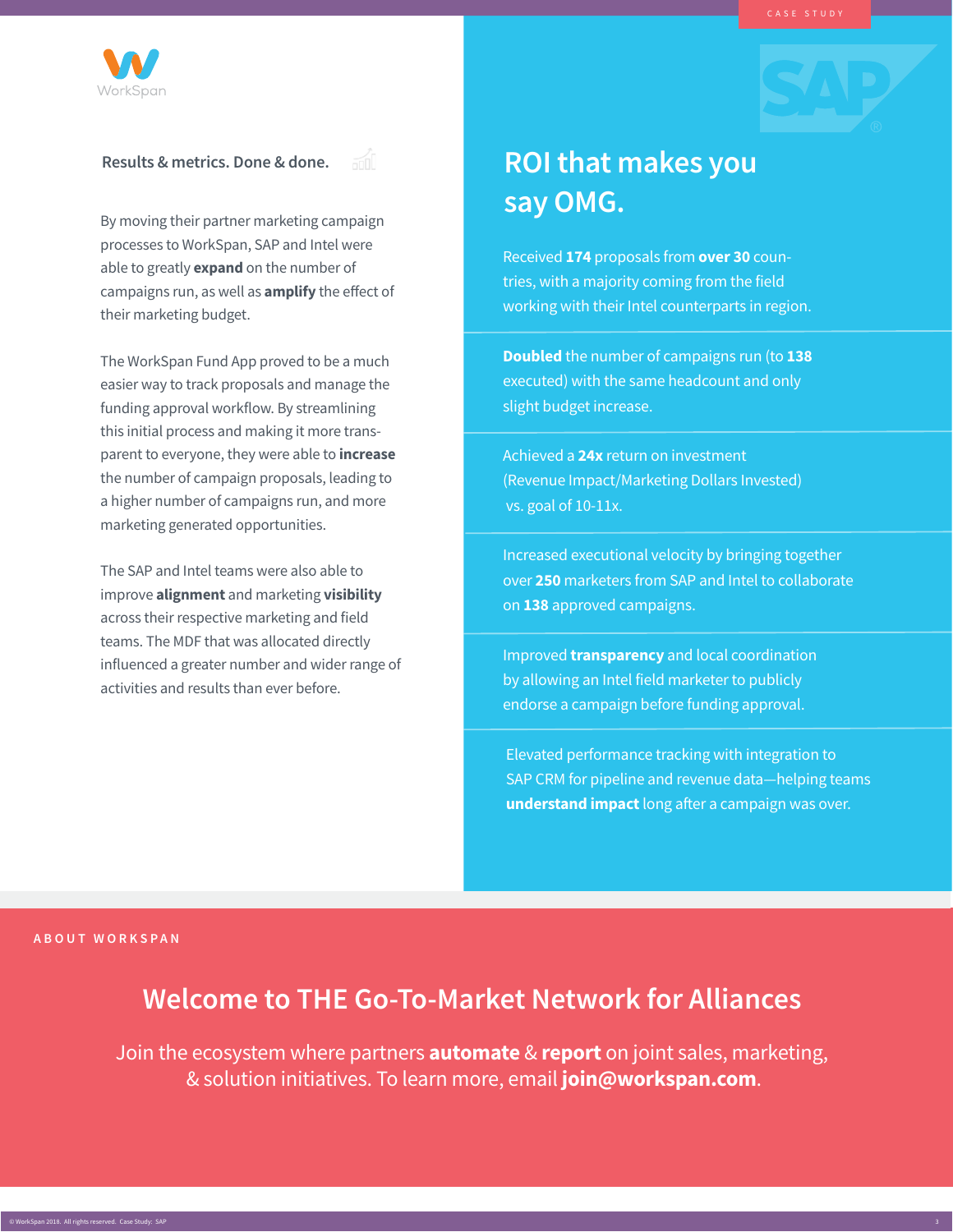WorkSpan

CASE STUDY

## Results & metrics. Done & done.

By moving their partner marketing campaign processes to WorkSpan, SAP and Intel were able to greatly **expand** on the number of campaigns run, as well as **amplify** the effect of their marketing budget.

The WorkSpan Fund App proved to be a much easier way to track proposals and manage the funding approval workflow. By streamlining this initial process and making it more transparent to everyone, they were able to **increase** the number of campaign proposals, leading to a higher number of campaigns run, and more marketing generated opportunities.

The SAP and Intel teams were also able to improve **alignment** and marketing **visibility** across their respective marketing and field teams. The MDF that was allocated directly influenced a greater number and wider range of activities and results than ever before.

## ROI that makes you say OMG.

Received **174** proposals from **over 30** countries, with a majority coming from the field working with their Intel counterparts in region.

**Doubled** the number of campaigns run (to **138** executed) with the same headcount and only slight budget increase.

Achieved a **24x** return on investment (Revenue Impact/Marketing Dollars Invested) vs. goal of 10-11x.

Increased executional velocity by bringing together over **250** marketers from SAP and Intel to collaborate on **138** approved campaigns.

Improved **transparency** and local coordination by allowing an Intel field marketer to publicly endorse a campaign before funding approval.

Elevated performance tracking with integration to SAP CRM for pipeline and revenue data—helping teams **understand impact** long after a campaign was over.

ABOUT WORKSPAN

## Welcome to THE Go-To-Market Network for Alliances

Join the ecosystem where partners **automate** & **report** on joint sales, marketing, & solution initiatives. To learn more, email **join@workspan.com**.

© WorkSpan 2018. All rights reserved. Case Study: SAP